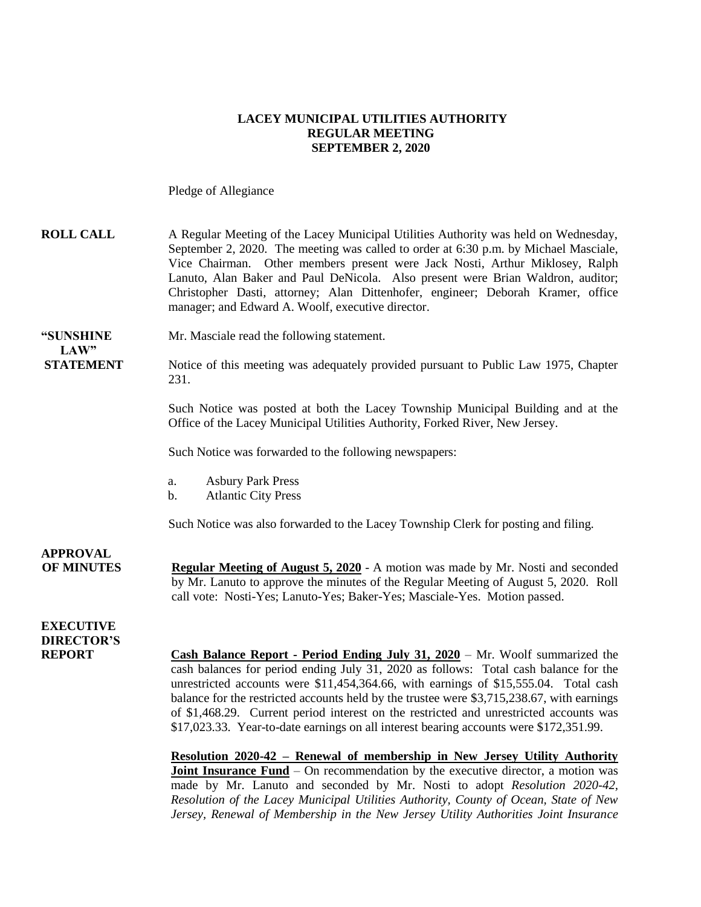**LACEY MUNICIPAL UTILITIES AUTHORITY**
**REGULAR MEETING**
**SEPTEMBER 2, 2020**

Pledge of Allegiance

**ROLL CALL** A Regular Meeting of the Lacey Municipal Utilities Authority was held on Wednesday, September 2, 2020. The meeting was called to order at 6:30 p.m. by Michael Masciale, Vice Chairman. Other members present were Jack Nosti, Arthur Miklosey, Ralph Lanuto, Alan Baker and Paul DeNicola. Also present were Brian Waldron, auditor; Christopher Dasti, attorney; Alan Dittenhofer, engineer; Deborah Kramer, office manager; and Edward A. Woolf, executive director.

**"SUNSHINE LAW" STATEMENT** Mr. Masciale read the following statement.

Notice of this meeting was adequately provided pursuant to Public Law 1975, Chapter 231.

Such Notice was posted at both the Lacey Township Municipal Building and at the Office of the Lacey Municipal Utilities Authority, Forked River, New Jersey.

Such Notice was forwarded to the following newspapers:

a. Asbury Park Press
b. Atlantic City Press

Such Notice was also forwarded to the Lacey Township Clerk for posting and filing.

**APPROVAL OF MINUTES** **Regular Meeting of August 5, 2020** - A motion was made by Mr. Nosti and seconded by Mr. Lanuto to approve the minutes of the Regular Meeting of August 5, 2020. Roll call vote: Nosti-Yes; Lanuto-Yes; Baker-Yes; Masciale-Yes. Motion passed.

**EXECUTIVE DIRECTOR'S REPORT** **Cash Balance Report - Period Ending July 31, 2020** – Mr. Woolf summarized the cash balances for period ending July 31, 2020 as follows: Total cash balance for the unrestricted accounts were $11,454,364.66, with earnings of $15,555.04. Total cash balance for the restricted accounts held by the trustee were $3,715,238.67, with earnings of $1,468.29. Current period interest on the restricted and unrestricted accounts was $17,023.33. Year-to-date earnings on all interest bearing accounts were $172,351.99.

**Resolution 2020-42 – Renewal of membership in New Jersey Utility Authority Joint Insurance Fund** – On recommendation by the executive director, a motion was made by Mr. Lanuto and seconded by Mr. Nosti to adopt *Resolution 2020-42, Resolution of the Lacey Municipal Utilities Authority, County of Ocean, State of New Jersey, Renewal of Membership in the New Jersey Utility Authorities Joint Insurance*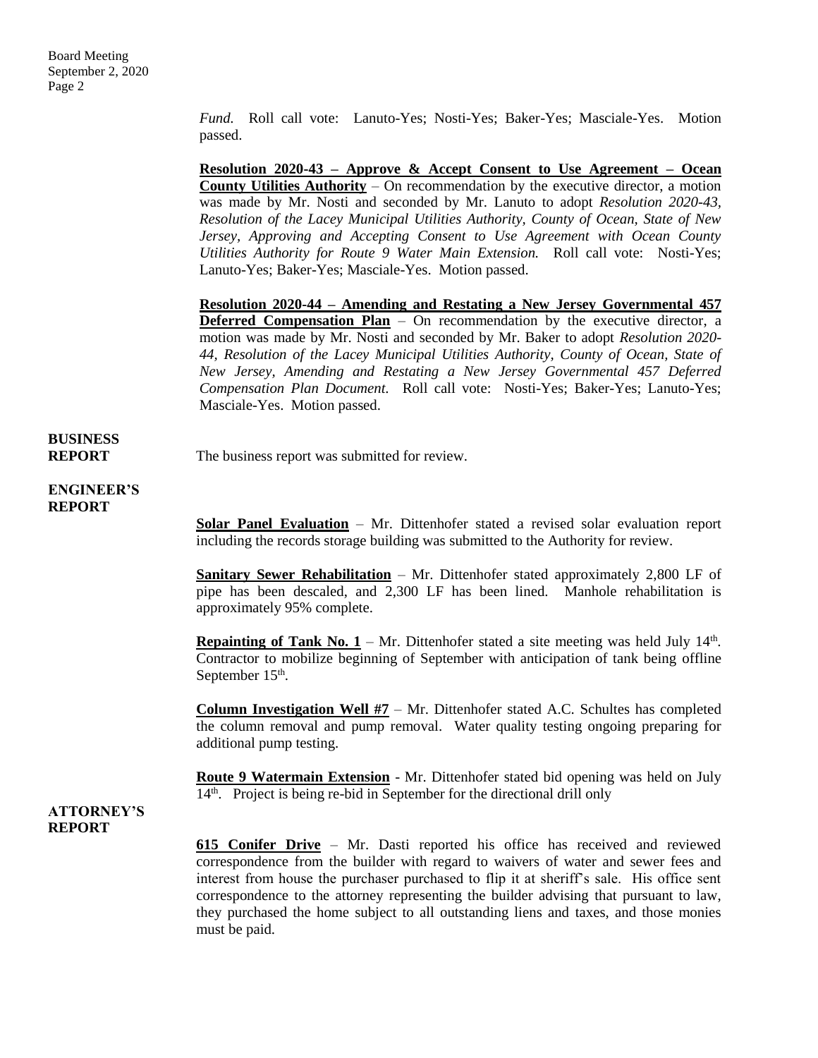*Fund.* Roll call vote: Lanuto-Yes; Nosti-Yes; Baker-Yes; Masciale-Yes. Motion passed.

**Resolution 2020-43 – Approve & Accept Consent to Use Agreement – Ocean County Utilities Authority** – On recommendation by the executive director, a motion was made by Mr. Nosti and seconded by Mr. Lanuto to adopt *Resolution 2020-43, Resolution of the Lacey Municipal Utilities Authority, County of Ocean, State of New Jersey, Approving and Accepting Consent to Use Agreement with Ocean County Utilities Authority for Route 9 Water Main Extension.* Roll call vote: Nosti-Yes; Lanuto-Yes; Baker-Yes; Masciale-Yes. Motion passed.

**Resolution 2020-44 – Amending and Restating a New Jersey Governmental 457 Deferred Compensation Plan** – On recommendation by the executive director, a motion was made by Mr. Nosti and seconded by Mr. Baker to adopt *Resolution 2020-44, Resolution of the Lacey Municipal Utilities Authority, County of Ocean, State of New Jersey, Amending and Restating a New Jersey Governmental 457 Deferred Compensation Plan Document.* Roll call vote: Nosti-Yes; Baker-Yes; Lanuto-Yes; Masciale-Yes. Motion passed.

**BUSINESS REPORT**

The business report was submitted for review.

**ENGINEER'S REPORT**

**Solar Panel Evaluation** – Mr. Dittenhofer stated a revised solar evaluation report including the records storage building was submitted to the Authority for review.

**Sanitary Sewer Rehabilitation** – Mr. Dittenhofer stated approximately 2,800 LF of pipe has been descaled, and 2,300 LF has been lined. Manhole rehabilitation is approximately 95% complete.

**Repainting of Tank No. 1** – Mr. Dittenhofer stated a site meeting was held July 14th. Contractor to mobilize beginning of September with anticipation of tank being offline September 15th.

**Column Investigation Well #7** – Mr. Dittenhofer stated A.C. Schultes has completed the column removal and pump removal. Water quality testing ongoing preparing for additional pump testing.

**Route 9 Watermain Extension** - Mr. Dittenhofer stated bid opening was held on July 14th. Project is being re-bid in September for the directional drill only

**ATTORNEY'S REPORT**

**615 Conifer Drive** – Mr. Dasti reported his office has received and reviewed correspondence from the builder with regard to waivers of water and sewer fees and interest from house the purchaser purchased to flip it at sheriff's sale. His office sent correspondence to the attorney representing the builder advising that pursuant to law, they purchased the home subject to all outstanding liens and taxes, and those monies must be paid.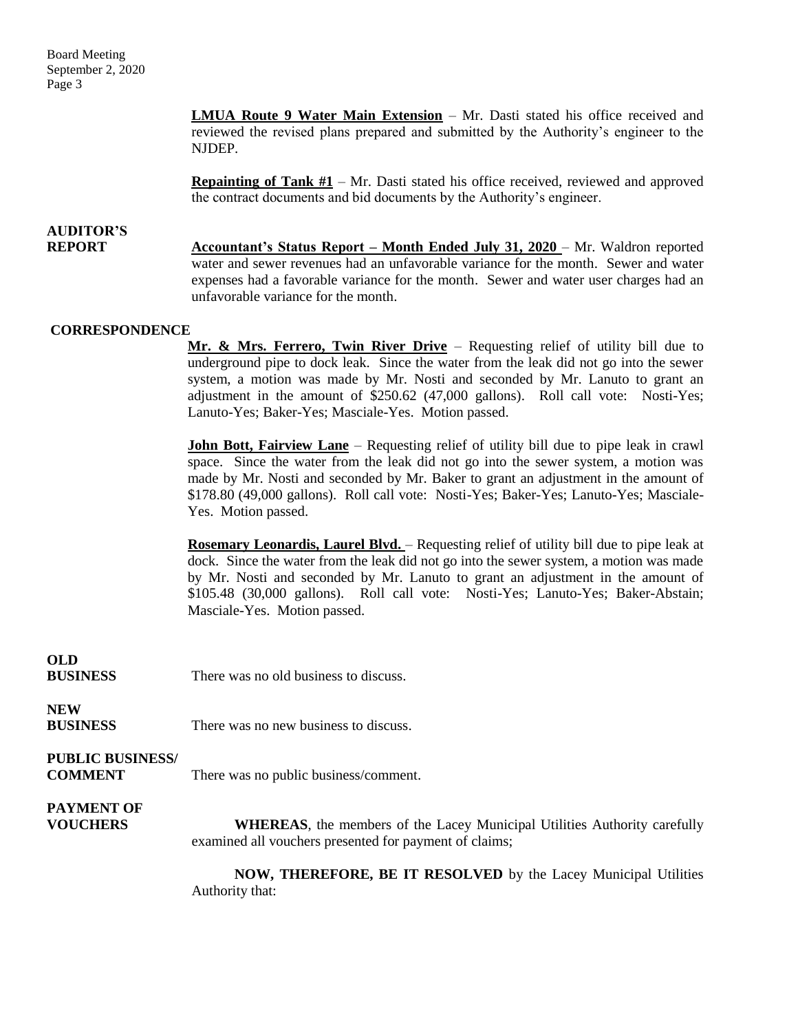**LMUA Route 9 Water Main Extension** – Mr. Dasti stated his office received and reviewed the revised plans prepared and submitted by the Authority's engineer to the NJDEP.

**Repainting of Tank #1** – Mr. Dasti stated his office received, reviewed and approved the contract documents and bid documents by the Authority's engineer.

**AUDITOR'S REPORT**

**Accountant's Status Report – Month Ended July 31, 2020** – Mr. Waldron reported water and sewer revenues had an unfavorable variance for the month. Sewer and water expenses had a favorable variance for the month. Sewer and water user charges had an unfavorable variance for the month.

**CORRESPONDENCE**

**Mr. & Mrs. Ferrero, Twin River Drive** – Requesting relief of utility bill due to underground pipe to dock leak. Since the water from the leak did not go into the sewer system, a motion was made by Mr. Nosti and seconded by Mr. Lanuto to grant an adjustment in the amount of $250.62 (47,000 gallons). Roll call vote: Nosti-Yes; Lanuto-Yes; Baker-Yes; Masciale-Yes. Motion passed.

**John Bott, Fairview Lane** – Requesting relief of utility bill due to pipe leak in crawl space. Since the water from the leak did not go into the sewer system, a motion was made by Mr. Nosti and seconded by Mr. Baker to grant an adjustment in the amount of $178.80 (49,000 gallons). Roll call vote: Nosti-Yes; Baker-Yes; Lanuto-Yes; Masciale-Yes. Motion passed.

**Rosemary Leonardis, Laurel Blvd.** – Requesting relief of utility bill due to pipe leak at dock. Since the water from the leak did not go into the sewer system, a motion was made by Mr. Nosti and seconded by Mr. Lanuto to grant an adjustment in the amount of $105.48 (30,000 gallons). Roll call vote: Nosti-Yes; Lanuto-Yes; Baker-Abstain; Masciale-Yes. Motion passed.

**OLD BUSINESS**

There was no old business to discuss.

**NEW BUSINESS**

There was no new business to discuss.

**PUBLIC BUSINESS/ COMMENT**

There was no public business/comment.

**PAYMENT OF VOUCHERS**

**WHEREAS**, the members of the Lacey Municipal Utilities Authority carefully examined all vouchers presented for payment of claims;

**NOW, THEREFORE, BE IT RESOLVED** by the Lacey Municipal Utilities Authority that: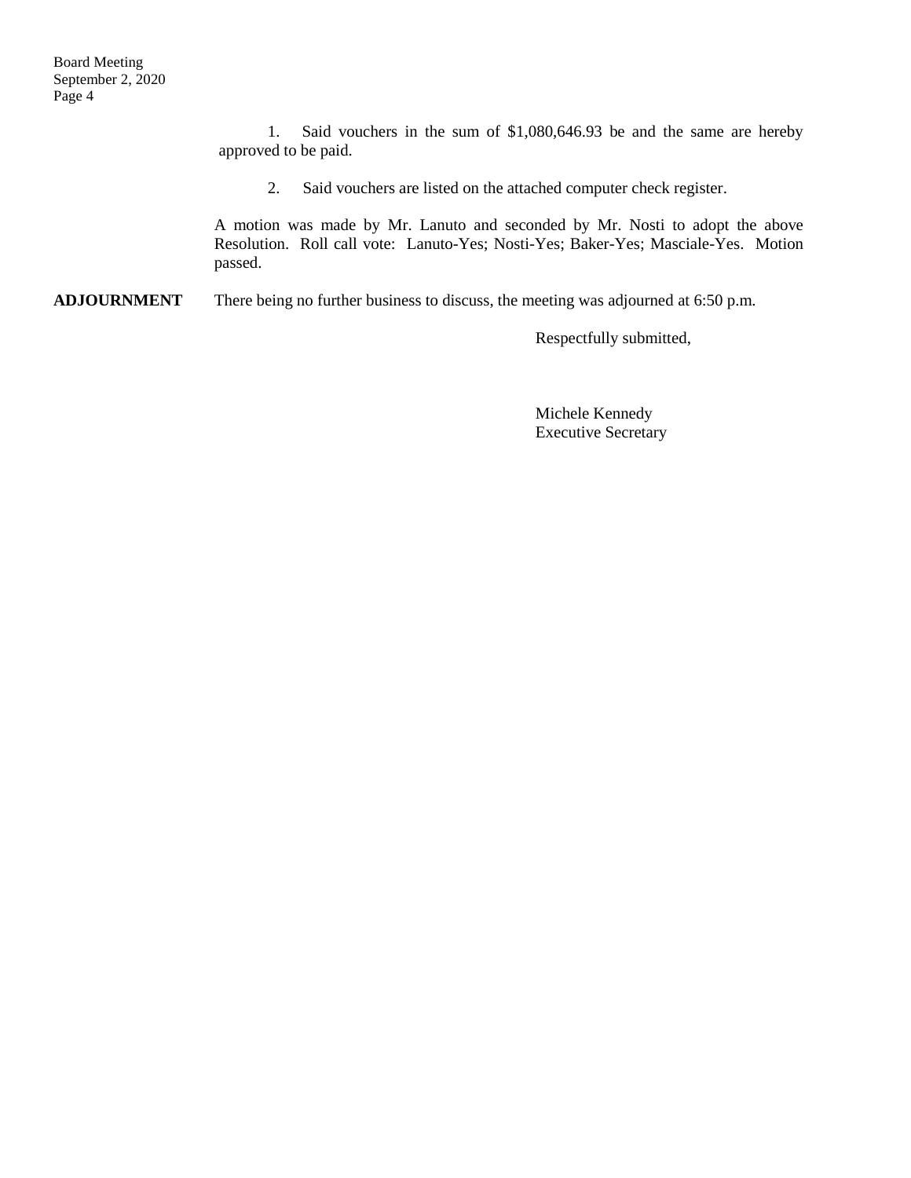1. Said vouchers in the sum of $1,080,646.93 be and the same are hereby approved to be paid.

2. Said vouchers are listed on the attached computer check register.

A motion was made by Mr. Lanuto and seconded by Mr. Nosti to adopt the above Resolution. Roll call vote: Lanuto-Yes; Nosti-Yes; Baker-Yes; Masciale-Yes. Motion passed.

**ADJOURNMENT** There being no further business to discuss, the meeting was adjourned at 6:50 p.m.

Respectfully submitted,

Michele Kennedy
Executive Secretary